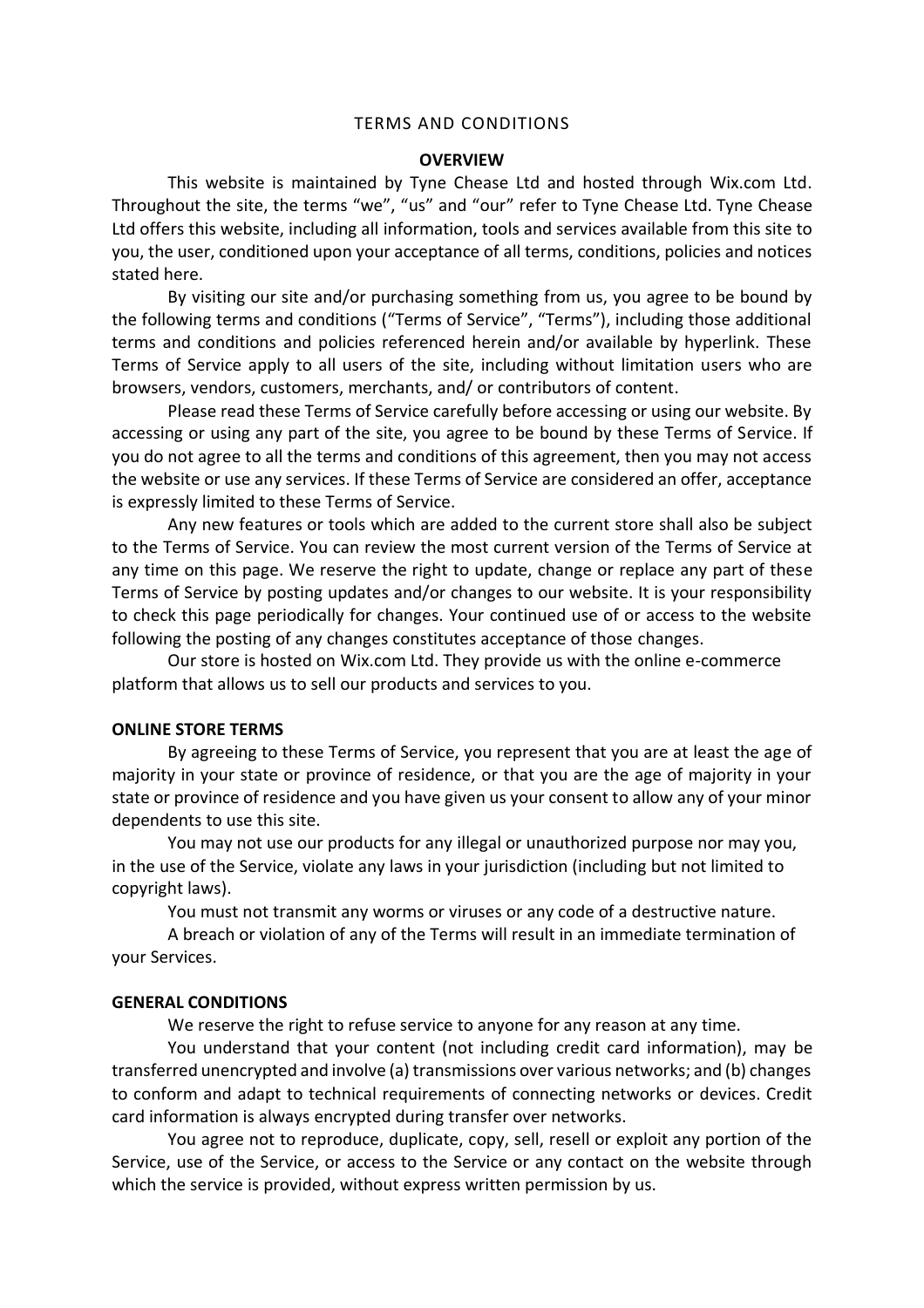# TERMS AND CONDITIONS

## OVERVIEW

This website is maintained by Tyne Chease Ltd and hosted through Wix.com Ltd. Throughout the site, the terms "we", "us" and "our" refer to Tyne Chease Ltd. Tyne Chease Ltd offers this website, including all information, tools and services available from this site to you, the user, conditioned upon your acceptance of all terms, conditions, policies and notices stated here.

By visiting our site and/or purchasing something from us, you agree to be bound by the following terms and conditions ("Terms of Service", "Terms"), including those additional terms and conditions and policies referenced herein and/or available by hyperlink. These Terms of Service apply to all users of the site, including without limitation users who are browsers, vendors, customers, merchants, and/ or contributors of content.

Please read these Terms of Service carefully before accessing or using our website. By accessing or using any part of the site, you agree to be bound by these Terms of Service. If you do not agree to all the terms and conditions of this agreement, then you may not access the website or use any services. If these Terms of Service are considered an offer, acceptance is expressly limited to these Terms of Service.

Any new features or tools which are added to the current store shall also be subject to the Terms of Service. You can review the most current version of the Terms of Service at any time on this page. We reserve the right to update, change or replace any part of these Terms of Service by posting updates and/or changes to our website. It is your responsibility to check this page periodically for changes. Your continued use of or access to the website following the posting of any changes constitutes acceptance of those changes.

Our store is hosted on Wix.com Ltd. They provide us with the online e-commerce platform that allows us to sell our products and services to you.

**ONLINE STORE TERMS**

By agreeing to these Terms of Service, you represent that you are at least the age of majority in your state or province of residence, or that you are the age of majority in your state or province of residence and you have given us your consent to allow any of your minor dependents to use this site.

You may not use our products for any illegal or unauthorized purpose nor may you, in the use of the Service, violate any laws in your jurisdiction (including but not limited to copyright laws).

You must not transmit any worms or viruses or any code of a destructive nature.

A breach or violation of any of the Terms will result in an immediate termination of your Services.

**GENERAL CONDITIONS**

We reserve the right to refuse service to anyone for any reason at any time.

You understand that your content (not including credit card information), may be transferred unencrypted and involve (a) transmissions over various networks; and (b) changes to conform and adapt to technical requirements of connecting networks or devices. Credit card information is always encrypted during transfer over networks.

You agree not to reproduce, duplicate, copy, sell, resell or exploit any portion of the Service, use of the Service, or access to the Service or any contact on the website through which the service is provided, without express written permission by us.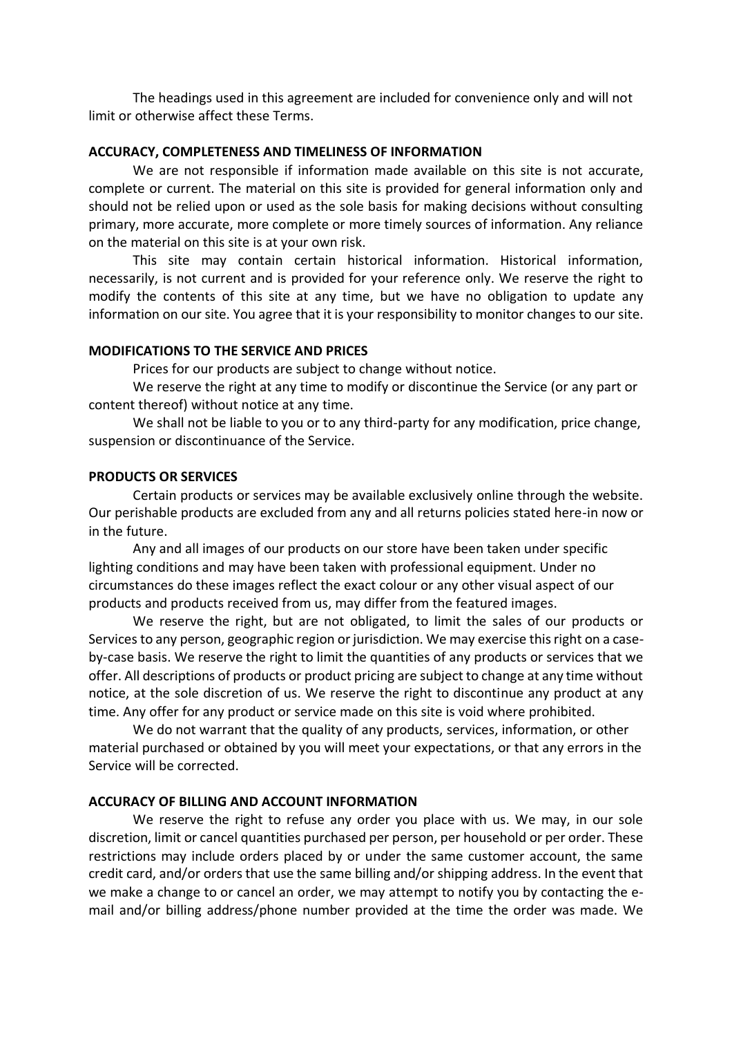The headings used in this agreement are included for convenience only and will not limit or otherwise affect these Terms.

## ACCURACY, COMPLETENESS AND TIMELINESS OF INFORMATION

We are not responsible if information made available on this site is not accurate, complete or current. The material on this site is provided for general information only and should not be relied upon or used as the sole basis for making decisions without consulting primary, more accurate, more complete or more timely sources of information. Any reliance on the material on this site is at your own risk.

This site may contain certain historical information. Historical information, necessarily, is not current and is provided for your reference only. We reserve the right to modify the contents of this site at any time, but we have no obligation to update any information on our site. You agree that it is your responsibility to monitor changes to our site.

## MODIFICATIONS TO THE SERVICE AND PRICES

Prices for our products are subject to change without notice.

We reserve the right at any time to modify or discontinue the Service (or any part or content thereof) without notice at any time.

We shall not be liable to you or to any third-party for any modification, price change, suspension or discontinuance of the Service.

## PRODUCTS OR SERVICES

Certain products or services may be available exclusively online through the website. Our perishable products are excluded from any and all returns policies stated here-in now or in the future.

Any and all images of our products on our store have been taken under specific lighting conditions and may have been taken with professional equipment. Under no circumstances do these images reflect the exact colour or any other visual aspect of our products and products received from us, may differ from the featured images.

We reserve the right, but are not obligated, to limit the sales of our products or Services to any person, geographic region or jurisdiction. We may exercise this right on a case-by-case basis. We reserve the right to limit the quantities of any products or services that we offer. All descriptions of products or product pricing are subject to change at any time without notice, at the sole discretion of us. We reserve the right to discontinue any product at any time. Any offer for any product or service made on this site is void where prohibited.

We do not warrant that the quality of any products, services, information, or other material purchased or obtained by you will meet your expectations, or that any errors in the Service will be corrected.

## ACCURACY OF BILLING AND ACCOUNT INFORMATION

We reserve the right to refuse any order you place with us. We may, in our sole discretion, limit or cancel quantities purchased per person, per household or per order. These restrictions may include orders placed by or under the same customer account, the same credit card, and/or orders that use the same billing and/or shipping address. In the event that we make a change to or cancel an order, we may attempt to notify you by contacting the e-mail and/or billing address/phone number provided at the time the order was made. We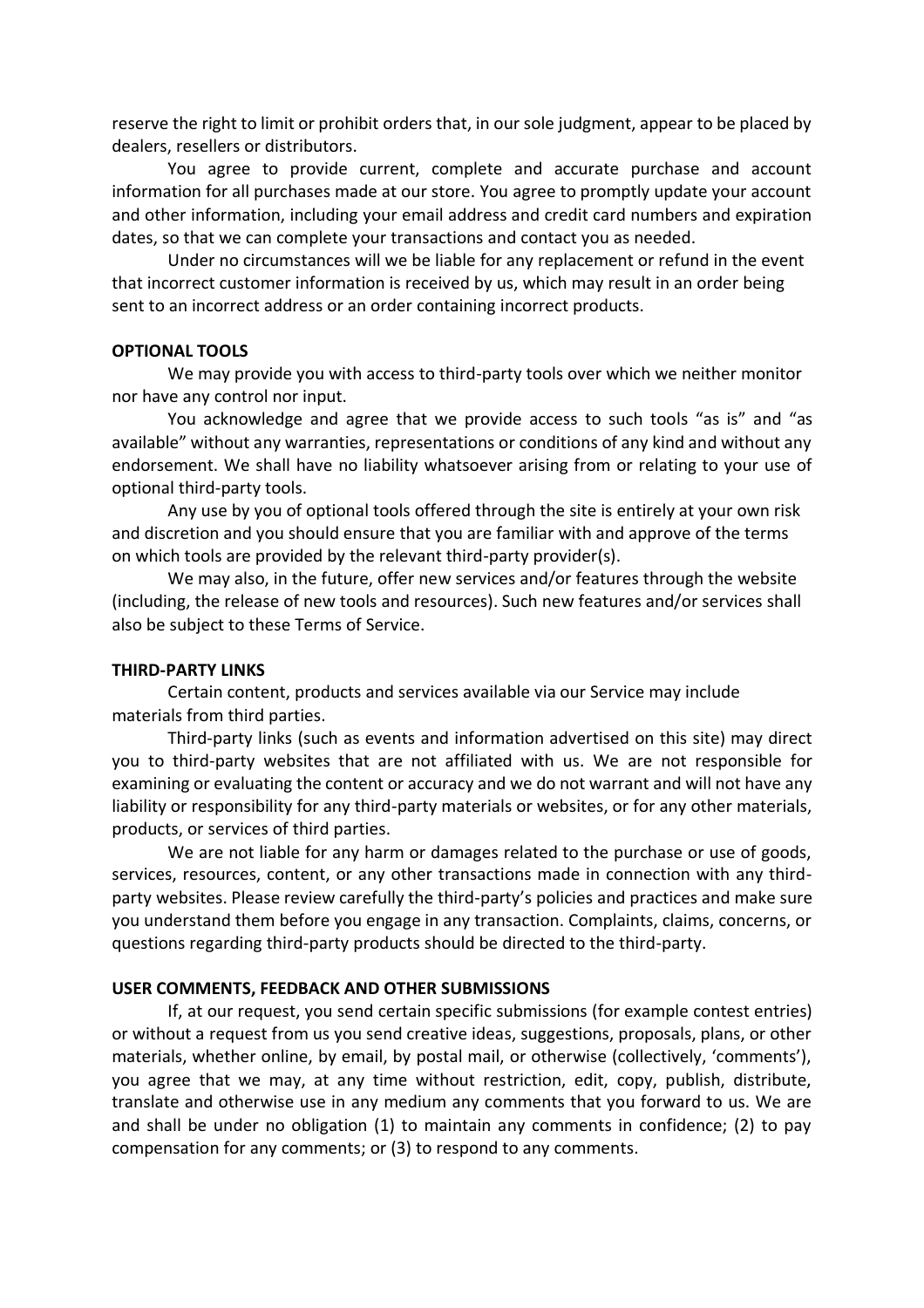reserve the right to limit or prohibit orders that, in our sole judgment, appear to be placed by dealers, resellers or distributors.

You agree to provide current, complete and accurate purchase and account information for all purchases made at our store. You agree to promptly update your account and other information, including your email address and credit card numbers and expiration dates, so that we can complete your transactions and contact you as needed.

Under no circumstances will we be liable for any replacement or refund in the event that incorrect customer information is received by us, which may result in an order being sent to an incorrect address or an order containing incorrect products.

**OPTIONAL TOOLS**

We may provide you with access to third-party tools over which we neither monitor nor have any control nor input.

You acknowledge and agree that we provide access to such tools "as is" and "as available" without any warranties, representations or conditions of any kind and without any endorsement. We shall have no liability whatsoever arising from or relating to your use of optional third-party tools.

Any use by you of optional tools offered through the site is entirely at your own risk and discretion and you should ensure that you are familiar with and approve of the terms on which tools are provided by the relevant third-party provider(s).

We may also, in the future, offer new services and/or features through the website (including, the release of new tools and resources). Such new features and/or services shall also be subject to these Terms of Service.

**THIRD-PARTY LINKS**

Certain content, products and services available via our Service may include materials from third parties.

Third-party links (such as events and information advertised on this site) may direct you to third-party websites that are not affiliated with us. We are not responsible for examining or evaluating the content or accuracy and we do not warrant and will not have any liability or responsibility for any third-party materials or websites, or for any other materials, products, or services of third parties.

We are not liable for any harm or damages related to the purchase or use of goods, services, resources, content, or any other transactions made in connection with any third-party websites. Please review carefully the third-party's policies and practices and make sure you understand them before you engage in any transaction. Complaints, claims, concerns, or questions regarding third-party products should be directed to the third-party.

**USER COMMENTS, FEEDBACK AND OTHER SUBMISSIONS**

If, at our request, you send certain specific submissions (for example contest entries) or without a request from us you send creative ideas, suggestions, proposals, plans, or other materials, whether online, by email, by postal mail, or otherwise (collectively, 'comments'), you agree that we may, at any time without restriction, edit, copy, publish, distribute, translate and otherwise use in any medium any comments that you forward to us. We are and shall be under no obligation (1) to maintain any comments in confidence; (2) to pay compensation for any comments; or (3) to respond to any comments.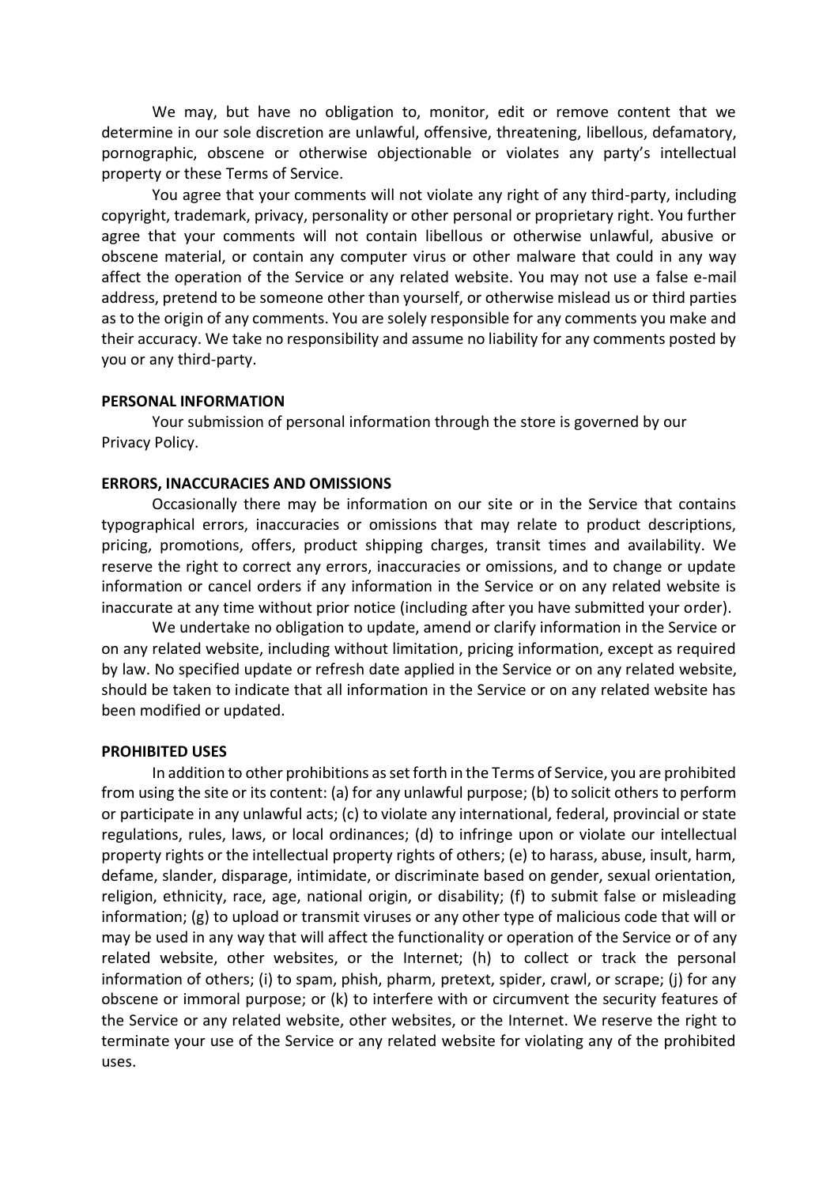We may, but have no obligation to, monitor, edit or remove content that we determine in our sole discretion are unlawful, offensive, threatening, libellous, defamatory, pornographic, obscene or otherwise objectionable or violates any party's intellectual property or these Terms of Service.

You agree that your comments will not violate any right of any third-party, including copyright, trademark, privacy, personality or other personal or proprietary right. You further agree that your comments will not contain libellous or otherwise unlawful, abusive or obscene material, or contain any computer virus or other malware that could in any way affect the operation of the Service or any related website. You may not use a false e-mail address, pretend to be someone other than yourself, or otherwise mislead us or third parties as to the origin of any comments. You are solely responsible for any comments you make and their accuracy. We take no responsibility and assume no liability for any comments posted by you or any third-party.

**PERSONAL INFORMATION**

Your submission of personal information through the store is governed by our Privacy Policy.

**ERRORS, INACCURACIES AND OMISSIONS**

Occasionally there may be information on our site or in the Service that contains typographical errors, inaccuracies or omissions that may relate to product descriptions, pricing, promotions, offers, product shipping charges, transit times and availability. We reserve the right to correct any errors, inaccuracies or omissions, and to change or update information or cancel orders if any information in the Service or on any related website is inaccurate at any time without prior notice (including after you have submitted your order).

We undertake no obligation to update, amend or clarify information in the Service or on any related website, including without limitation, pricing information, except as required by law. No specified update or refresh date applied in the Service or on any related website, should be taken to indicate that all information in the Service or on any related website has been modified or updated.

**PROHIBITED USES**

In addition to other prohibitions as set forth in the Terms of Service, you are prohibited from using the site or its content: (a) for any unlawful purpose; (b) to solicit others to perform or participate in any unlawful acts; (c) to violate any international, federal, provincial or state regulations, rules, laws, or local ordinances; (d) to infringe upon or violate our intellectual property rights or the intellectual property rights of others; (e) to harass, abuse, insult, harm, defame, slander, disparage, intimidate, or discriminate based on gender, sexual orientation, religion, ethnicity, race, age, national origin, or disability; (f) to submit false or misleading information; (g) to upload or transmit viruses or any other type of malicious code that will or may be used in any way that will affect the functionality or operation of the Service or of any related website, other websites, or the Internet; (h) to collect or track the personal information of others; (i) to spam, phish, pharm, pretext, spider, crawl, or scrape; (j) for any obscene or immoral purpose; or (k) to interfere with or circumvent the security features of the Service or any related website, other websites, or the Internet. We reserve the right to terminate your use of the Service or any related website for violating any of the prohibited uses.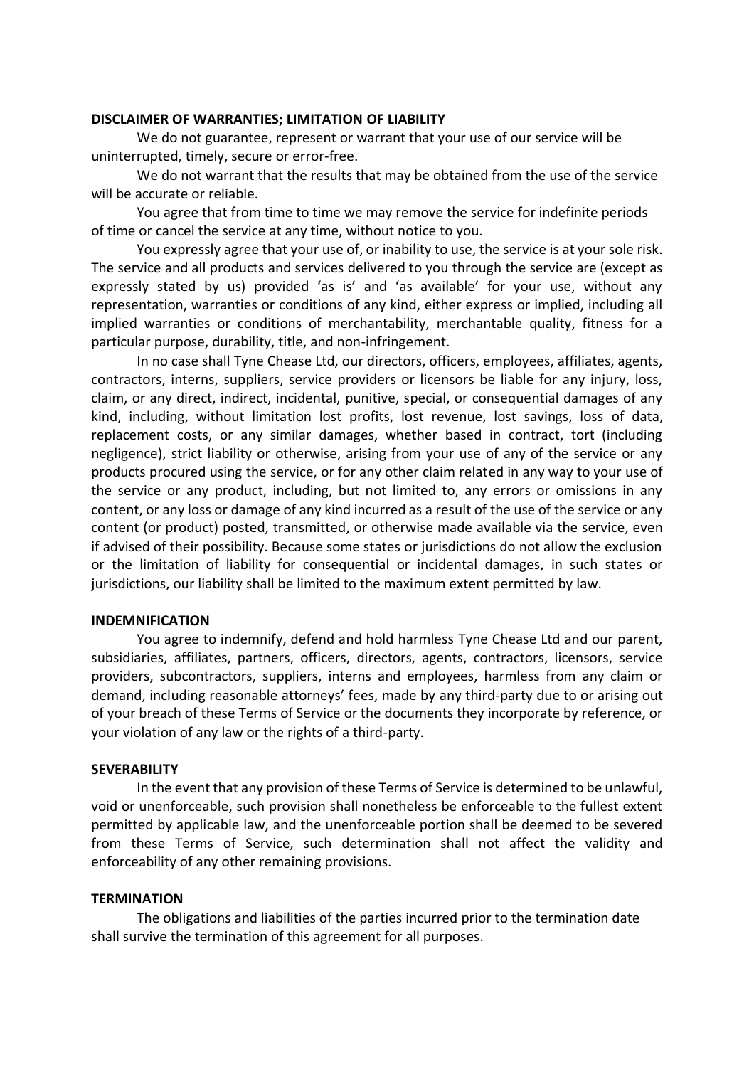**DISCLAIMER OF WARRANTIES; LIMITATION OF LIABILITY**

We do not guarantee, represent or warrant that your use of our service will be uninterrupted, timely, secure or error-free.

We do not warrant that the results that may be obtained from the use of the service will be accurate or reliable.

You agree that from time to time we may remove the service for indefinite periods of time or cancel the service at any time, without notice to you.

You expressly agree that your use of, or inability to use, the service is at your sole risk. The service and all products and services delivered to you through the service are (except as expressly stated by us) provided 'as is' and 'as available' for your use, without any representation, warranties or conditions of any kind, either express or implied, including all implied warranties or conditions of merchantability, merchantable quality, fitness for a particular purpose, durability, title, and non-infringement.

In no case shall Tyne Chease Ltd, our directors, officers, employees, affiliates, agents, contractors, interns, suppliers, service providers or licensors be liable for any injury, loss, claim, or any direct, indirect, incidental, punitive, special, or consequential damages of any kind, including, without limitation lost profits, lost revenue, lost savings, loss of data, replacement costs, or any similar damages, whether based in contract, tort (including negligence), strict liability or otherwise, arising from your use of any of the service or any products procured using the service, or for any other claim related in any way to your use of the service or any product, including, but not limited to, any errors or omissions in any content, or any loss or damage of any kind incurred as a result of the use of the service or any content (or product) posted, transmitted, or otherwise made available via the service, even if advised of their possibility. Because some states or jurisdictions do not allow the exclusion or the limitation of liability for consequential or incidental damages, in such states or jurisdictions, our liability shall be limited to the maximum extent permitted by law.

**INDEMNIFICATION**

You agree to indemnify, defend and hold harmless Tyne Chease Ltd and our parent, subsidiaries, affiliates, partners, officers, directors, agents, contractors, licensors, service providers, subcontractors, suppliers, interns and employees, harmless from any claim or demand, including reasonable attorneys' fees, made by any third-party due to or arising out of your breach of these Terms of Service or the documents they incorporate by reference, or your violation of any law or the rights of a third-party.

**SEVERABILITY**

In the event that any provision of these Terms of Service is determined to be unlawful, void or unenforceable, such provision shall nonetheless be enforceable to the fullest extent permitted by applicable law, and the unenforceable portion shall be deemed to be severed from these Terms of Service, such determination shall not affect the validity and enforceability of any other remaining provisions.

**TERMINATION**

The obligations and liabilities of the parties incurred prior to the termination date shall survive the termination of this agreement for all purposes.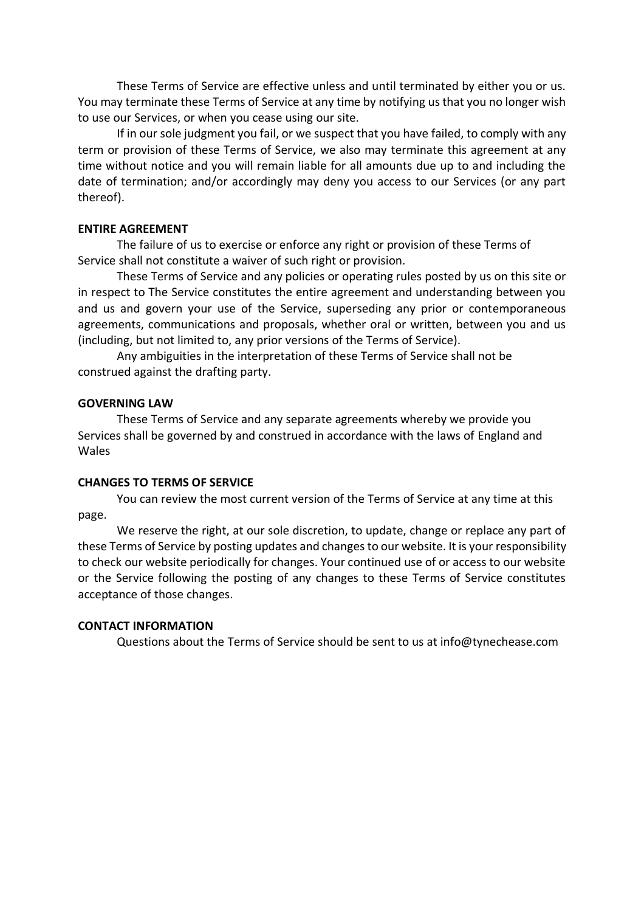These Terms of Service are effective unless and until terminated by either you or us. You may terminate these Terms of Service at any time by notifying us that you no longer wish to use our Services, or when you cease using our site.

If in our sole judgment you fail, or we suspect that you have failed, to comply with any term or provision of these Terms of Service, we also may terminate this agreement at any time without notice and you will remain liable for all amounts due up to and including the date of termination; and/or accordingly may deny you access to our Services (or any part thereof).

**ENTIRE AGREEMENT**

The failure of us to exercise or enforce any right or provision of these Terms of Service shall not constitute a waiver of such right or provision.

These Terms of Service and any policies or operating rules posted by us on this site or in respect to The Service constitutes the entire agreement and understanding between you and us and govern your use of the Service, superseding any prior or contemporaneous agreements, communications and proposals, whether oral or written, between you and us (including, but not limited to, any prior versions of the Terms of Service).

Any ambiguities in the interpretation of these Terms of Service shall not be construed against the drafting party.

**GOVERNING LAW**

These Terms of Service and any separate agreements whereby we provide you Services shall be governed by and construed in accordance with the laws of England and Wales

**CHANGES TO TERMS OF SERVICE**

You can review the most current version of the Terms of Service at any time at this page.

We reserve the right, at our sole discretion, to update, change or replace any part of these Terms of Service by posting updates and changes to our website. It is your responsibility to check our website periodically for changes. Your continued use of or access to our website or the Service following the posting of any changes to these Terms of Service constitutes acceptance of those changes.

**CONTACT INFORMATION**

Questions about the Terms of Service should be sent to us at info@tynechease.com